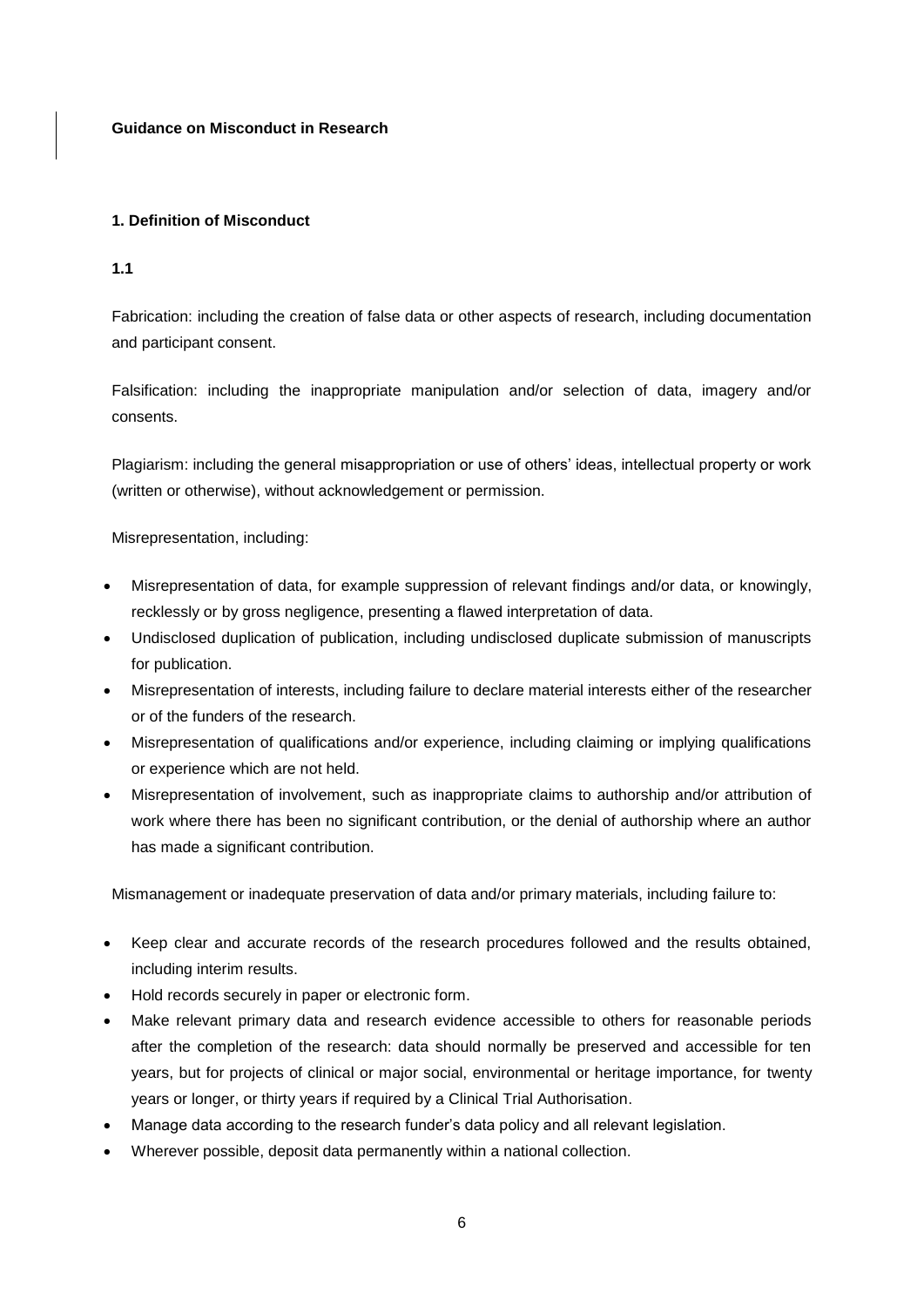**Guidance on Misconduct in Research**

## 1. Definition of Misconduct

### 1.1

Fabrication: including the creation of false data or other aspects of research, including documentation and participant consent.

Falsification: including the inappropriate manipulation and/or selection of data, imagery and/or consents.

Plagiarism: including the general misappropriation or use of others' ideas, intellectual property or work (written or otherwise), without acknowledgement or permission.

Misrepresentation, including:

- Misrepresentation of data, for example suppression of relevant findings and/or data, or knowingly, recklessly or by gross negligence, presenting a flawed interpretation of data.
- Undisclosed duplication of publication, including undisclosed duplicate submission of manuscripts for publication.
- Misrepresentation of interests, including failure to declare material interests either of the researcher or of the funders of the research.
- Misrepresentation of qualifications and/or experience, including claiming or implying qualifications or experience which are not held.
- Misrepresentation of involvement, such as inappropriate claims to authorship and/or attribution of work where there has been no significant contribution, or the denial of authorship where an author has made a significant contribution.

Mismanagement or inadequate preservation of data and/or primary materials, including failure to:

- Keep clear and accurate records of the research procedures followed and the results obtained, including interim results.
- Hold records securely in paper or electronic form.
- Make relevant primary data and research evidence accessible to others for reasonable periods after the completion of the research: data should normally be preserved and accessible for ten years, but for projects of clinical or major social, environmental or heritage importance, for twenty years or longer, or thirty years if required by a Clinical Trial Authorisation.
- Manage data according to the research funder's data policy and all relevant legislation.
- Wherever possible, deposit data permanently within a national collection.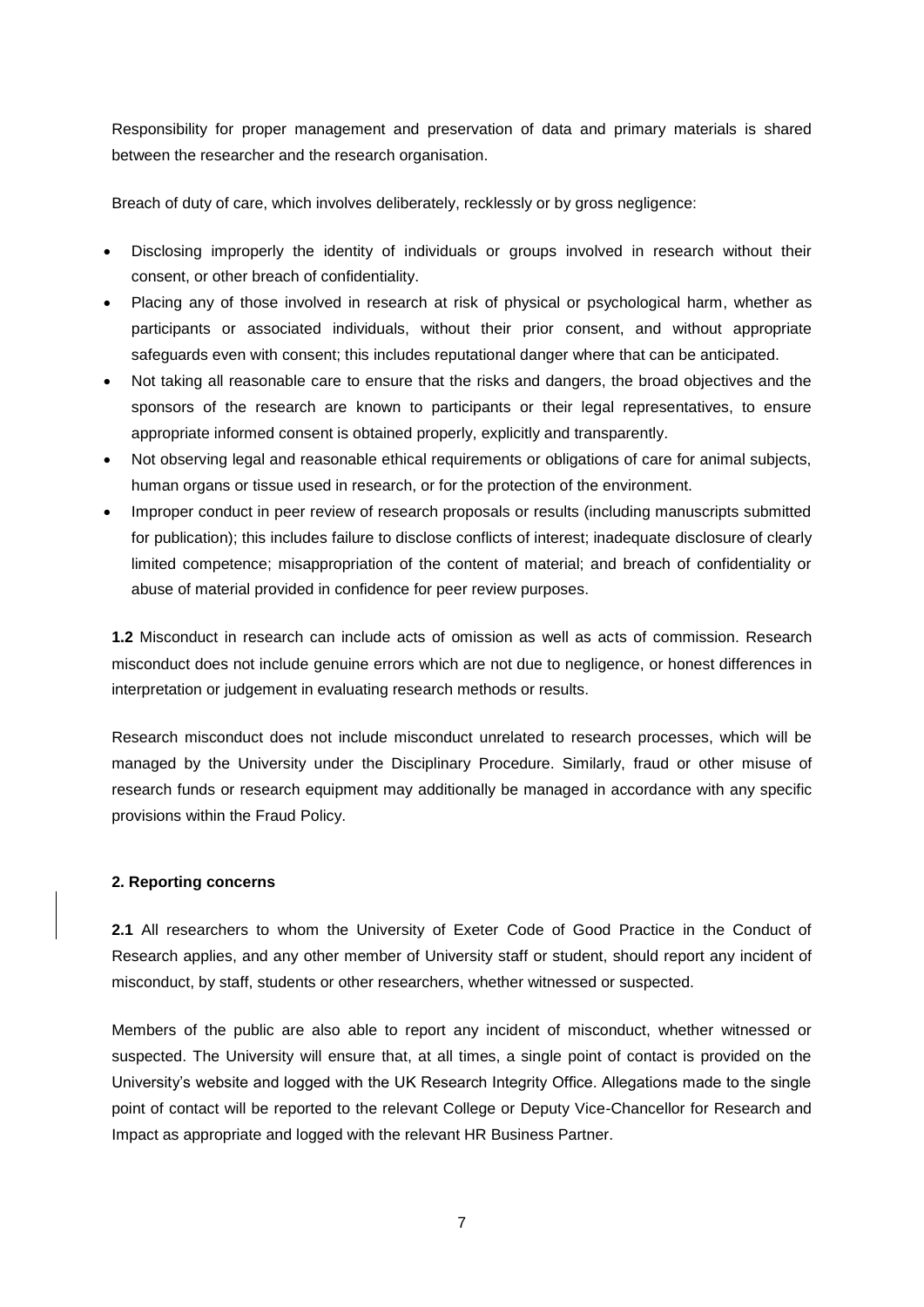Responsibility for proper management and preservation of data and primary materials is shared between the researcher and the research organisation.

Breach of duty of care, which involves deliberately, recklessly or by gross negligence:

- Disclosing improperly the identity of individuals or groups involved in research without their consent, or other breach of confidentiality.
- Placing any of those involved in research at risk of physical or psychological harm, whether as participants or associated individuals, without their prior consent, and without appropriate safeguards even with consent; this includes reputational danger where that can be anticipated.
- Not taking all reasonable care to ensure that the risks and dangers, the broad objectives and the sponsors of the research are known to participants or their legal representatives, to ensure appropriate informed consent is obtained properly, explicitly and transparently.
- Not observing legal and reasonable ethical requirements or obligations of care for animal subjects, human organs or tissue used in research, or for the protection of the environment.
- Improper conduct in peer review of research proposals or results (including manuscripts submitted for publication); this includes failure to disclose conflicts of interest; inadequate disclosure of clearly limited competence; misappropriation of the content of material; and breach of confidentiality or abuse of material provided in confidence for peer review purposes.

**1.2** Misconduct in research can include acts of omission as well as acts of commission. Research misconduct does not include genuine errors which are not due to negligence, or honest differences in interpretation or judgement in evaluating research methods or results.

Research misconduct does not include misconduct unrelated to research processes, which will be managed by the University under the Disciplinary Procedure. Similarly, fraud or other misuse of research funds or research equipment may additionally be managed in accordance with any specific provisions within the Fraud Policy.

**2. Reporting concerns**

**2.1** All researchers to whom the University of Exeter Code of Good Practice in the Conduct of Research applies, and any other member of University staff or student, should report any incident of misconduct, by staff, students or other researchers, whether witnessed or suspected.

Members of the public are also able to report any incident of misconduct, whether witnessed or suspected. The University will ensure that, at all times, a single point of contact is provided on the University's website and logged with the UK Research Integrity Office. Allegations made to the single point of contact will be reported to the relevant College or Deputy Vice-Chancellor for Research and Impact as appropriate and logged with the relevant HR Business Partner.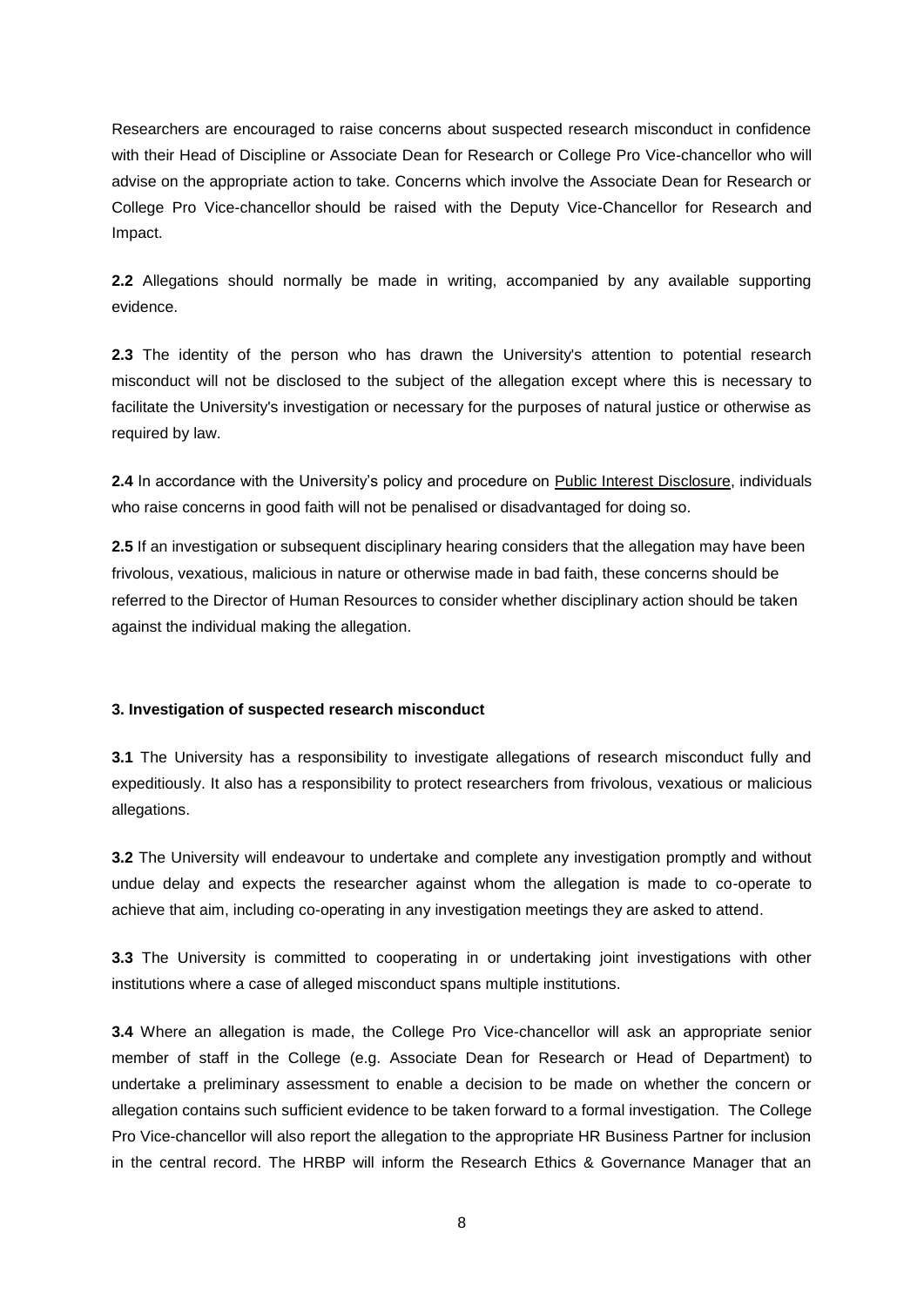Researchers are encouraged to raise concerns about suspected research misconduct in confidence with their Head of Discipline or Associate Dean for Research or College Pro Vice-chancellor who will advise on the appropriate action to take. Concerns which involve the Associate Dean for Research or College Pro Vice-chancellor should be raised with the Deputy Vice-Chancellor for Research and Impact.

**2.2** Allegations should normally be made in writing, accompanied by any available supporting evidence.

**2.3** The identity of the person who has drawn the University's attention to potential research misconduct will not be disclosed to the subject of the allegation except where this is necessary to facilitate the University's investigation or necessary for the purposes of natural justice or otherwise as required by law.

**2.4** In accordance with the University's policy and procedure on Public Interest Disclosure, individuals who raise concerns in good faith will not be penalised or disadvantaged for doing so.

**2.5** If an investigation or subsequent disciplinary hearing considers that the allegation may have been frivolous, vexatious, malicious in nature or otherwise made in bad faith, these concerns should be referred to the Director of Human Resources to consider whether disciplinary action should be taken against the individual making the allegation.

### 3. Investigation of suspected research misconduct

**3.1** The University has a responsibility to investigate allegations of research misconduct fully and expeditiously. It also has a responsibility to protect researchers from frivolous, vexatious or malicious allegations.

**3.2** The University will endeavour to undertake and complete any investigation promptly and without undue delay and expects the researcher against whom the allegation is made to co-operate to achieve that aim, including co-operating in any investigation meetings they are asked to attend.

**3.3** The University is committed to cooperating in or undertaking joint investigations with other institutions where a case of alleged misconduct spans multiple institutions.

**3.4** Where an allegation is made, the College Pro Vice-chancellor will ask an appropriate senior member of staff in the College (e.g. Associate Dean for Research or Head of Department) to undertake a preliminary assessment to enable a decision to be made on whether the concern or allegation contains such sufficient evidence to be taken forward to a formal investigation. The College Pro Vice-chancellor will also report the allegation to the appropriate HR Business Partner for inclusion in the central record. The HRBP will inform the Research Ethics & Governance Manager that an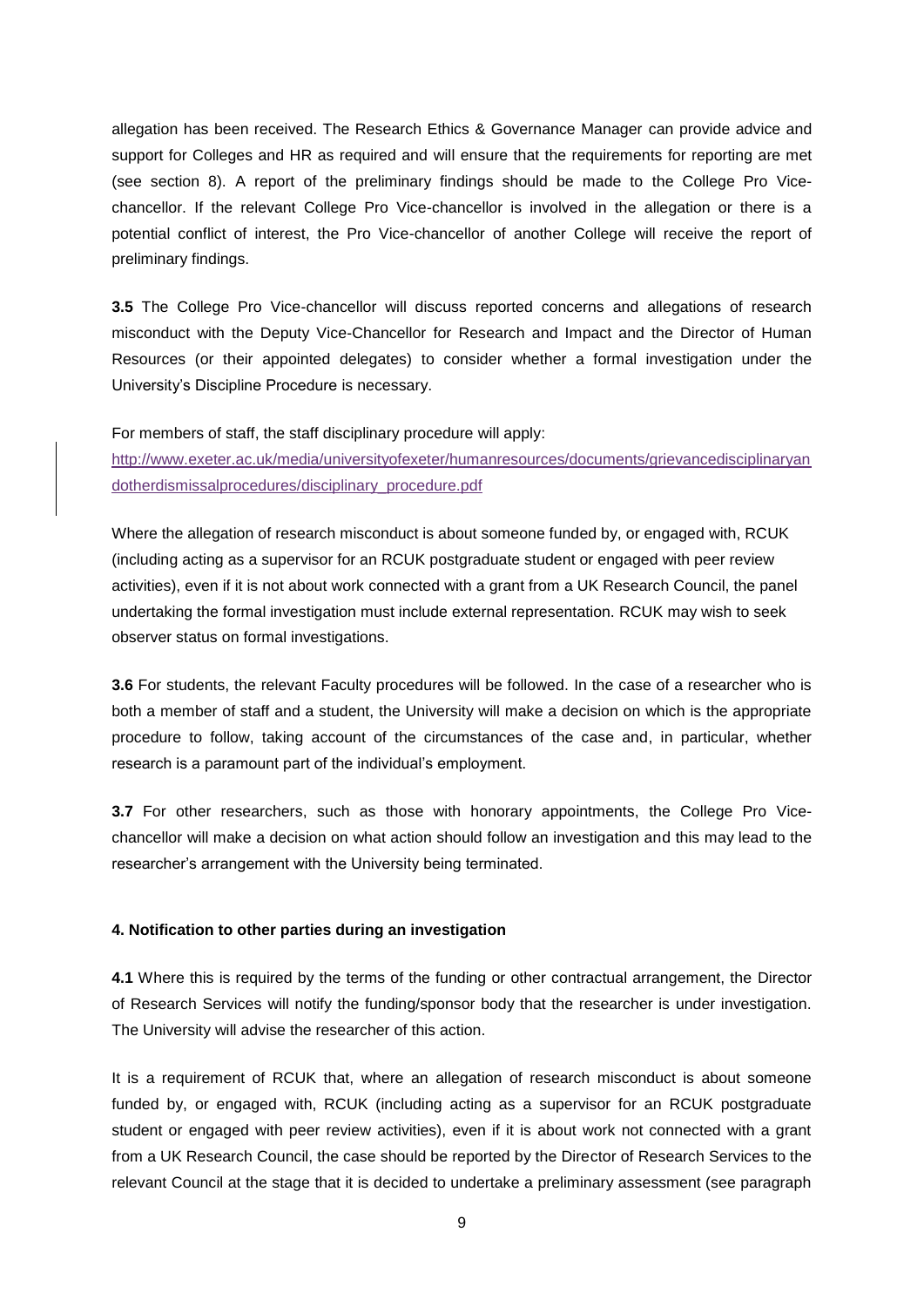allegation has been received. The Research Ethics & Governance Manager can provide advice and support for Colleges and HR as required and will ensure that the requirements for reporting are met (see section 8). A report of the preliminary findings should be made to the College Pro Vice-chancellor. If the relevant College Pro Vice-chancellor is involved in the allegation or there is a potential conflict of interest, the Pro Vice-chancellor of another College will receive the report of preliminary findings.

**3.5** The College Pro Vice-chancellor will discuss reported concerns and allegations of research misconduct with the Deputy Vice-Chancellor for Research and Impact and the Director of Human Resources (or their appointed delegates) to consider whether a formal investigation under the University's Discipline Procedure is necessary.

For members of staff, the staff disciplinary procedure will apply:
http://www.exeter.ac.uk/media/universityofexeter/humanresources/documents/grievancedisciplinaryandotherdismissalprocedures/disciplinary_procedure.pdf

Where the allegation of research misconduct is about someone funded by, or engaged with, RCUK (including acting as a supervisor for an RCUK postgraduate student or engaged with peer review activities), even if it is not about work connected with a grant from a UK Research Council, the panel undertaking the formal investigation must include external representation. RCUK may wish to seek observer status on formal investigations.

**3.6** For students, the relevant Faculty procedures will be followed. In the case of a researcher who is both a member of staff and a student, the University will make a decision on which is the appropriate procedure to follow, taking account of the circumstances of the case and, in particular, whether research is a paramount part of the individual's employment.

**3.7** For other researchers, such as those with honorary appointments, the College Pro Vice-chancellor will make a decision on what action should follow an investigation and this may lead to the researcher's arrangement with the University being terminated.

#### 4. Notification to other parties during an investigation

**4.1** Where this is required by the terms of the funding or other contractual arrangement, the Director of Research Services will notify the funding/sponsor body that the researcher is under investigation. The University will advise the researcher of this action.

It is a requirement of RCUK that, where an allegation of research misconduct is about someone funded by, or engaged with, RCUK (including acting as a supervisor for an RCUK postgraduate student or engaged with peer review activities), even if it is about work not connected with a grant from a UK Research Council, the case should be reported by the Director of Research Services to the relevant Council at the stage that it is decided to undertake a preliminary assessment (see paragraph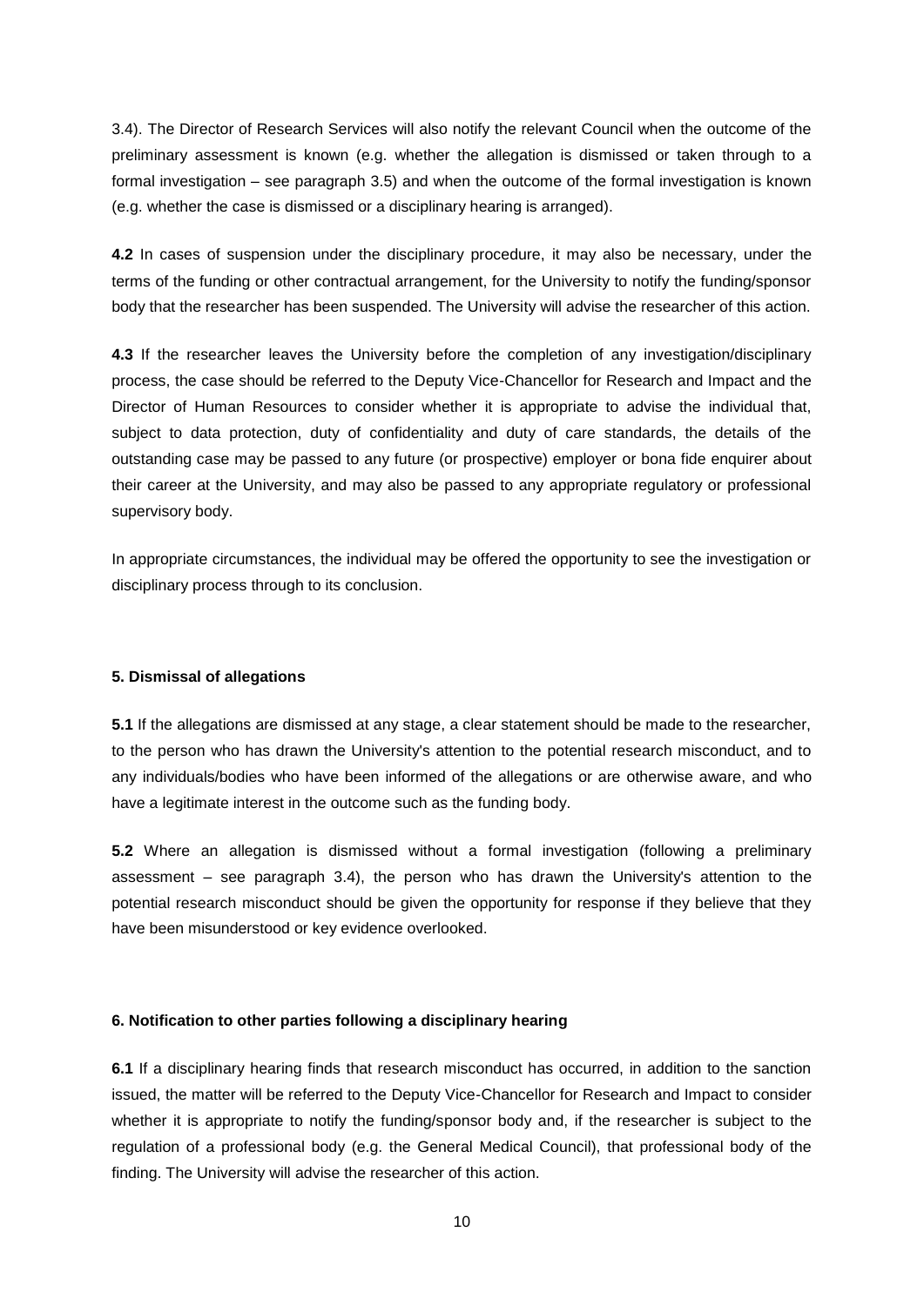3.4). The Director of Research Services will also notify the relevant Council when the outcome of the preliminary assessment is known (e.g. whether the allegation is dismissed or taken through to a formal investigation – see paragraph 3.5) and when the outcome of the formal investigation is known (e.g. whether the case is dismissed or a disciplinary hearing is arranged).

**4.2** In cases of suspension under the disciplinary procedure, it may also be necessary, under the terms of the funding or other contractual arrangement, for the University to notify the funding/sponsor body that the researcher has been suspended. The University will advise the researcher of this action.

**4.3** If the researcher leaves the University before the completion of any investigation/disciplinary process, the case should be referred to the Deputy Vice-Chancellor for Research and Impact and the Director of Human Resources to consider whether it is appropriate to advise the individual that, subject to data protection, duty of confidentiality and duty of care standards, the details of the outstanding case may be passed to any future (or prospective) employer or bona fide enquirer about their career at the University, and may also be passed to any appropriate regulatory or professional supervisory body.

In appropriate circumstances, the individual may be offered the opportunity to see the investigation or disciplinary process through to its conclusion.

### 5. Dismissal of allegations

**5.1** If the allegations are dismissed at any stage, a clear statement should be made to the researcher, to the person who has drawn the University's attention to the potential research misconduct, and to any individuals/bodies who have been informed of the allegations or are otherwise aware, and who have a legitimate interest in the outcome such as the funding body.

**5.2** Where an allegation is dismissed without a formal investigation (following a preliminary assessment – see paragraph 3.4), the person who has drawn the University's attention to the potential research misconduct should be given the opportunity for response if they believe that they have been misunderstood or key evidence overlooked.

### 6. Notification to other parties following a disciplinary hearing

**6.1** If a disciplinary hearing finds that research misconduct has occurred, in addition to the sanction issued, the matter will be referred to the Deputy Vice-Chancellor for Research and Impact to consider whether it is appropriate to notify the funding/sponsor body and, if the researcher is subject to the regulation of a professional body (e.g. the General Medical Council), that professional body of the finding. The University will advise the researcher of this action.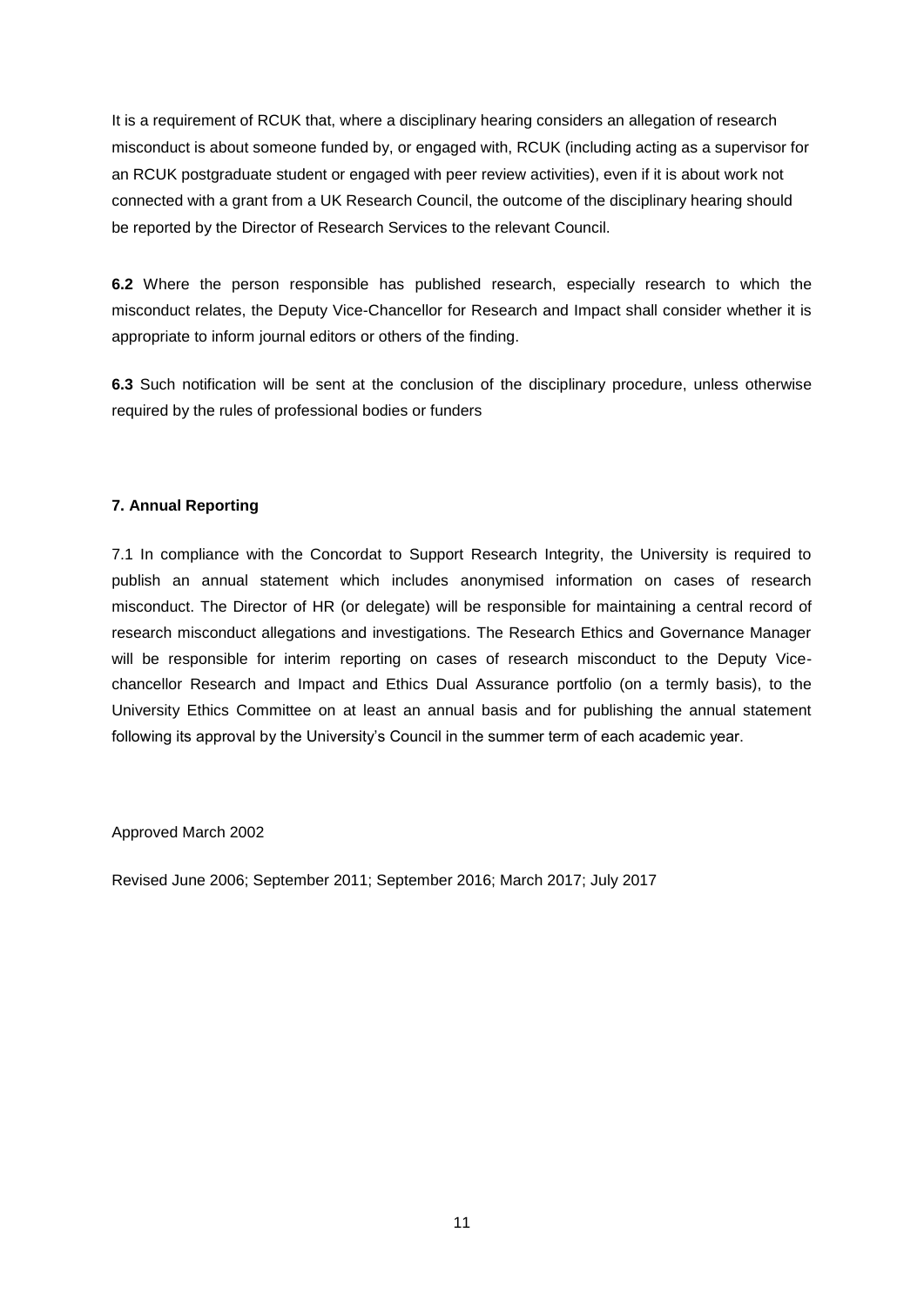It is a requirement of RCUK that, where a disciplinary hearing considers an allegation of research misconduct is about someone funded by, or engaged with, RCUK (including acting as a supervisor for an RCUK postgraduate student or engaged with peer review activities), even if it is about work not connected with a grant from a UK Research Council, the outcome of the disciplinary hearing should be reported by the Director of Research Services to the relevant Council.

**6.2** Where the person responsible has published research, especially research to which the misconduct relates, the Deputy Vice-Chancellor for Research and Impact shall consider whether it is appropriate to inform journal editors or others of the finding.

**6.3** Such notification will be sent at the conclusion of the disciplinary procedure, unless otherwise required by the rules of professional bodies or funders

**7. Annual Reporting**

7.1 In compliance with the Concordat to Support Research Integrity, the University is required to publish an annual statement which includes anonymised information on cases of research misconduct. The Director of HR (or delegate) will be responsible for maintaining a central record of research misconduct allegations and investigations. The Research Ethics and Governance Manager will be responsible for interim reporting on cases of research misconduct to the Deputy Vice-chancellor Research and Impact and Ethics Dual Assurance portfolio (on a termly basis), to the University Ethics Committee on at least an annual basis and for publishing the annual statement following its approval by the University's Council in the summer term of each academic year.

Approved March 2002

Revised June 2006; September 2011; September 2016; March 2017; July 2017